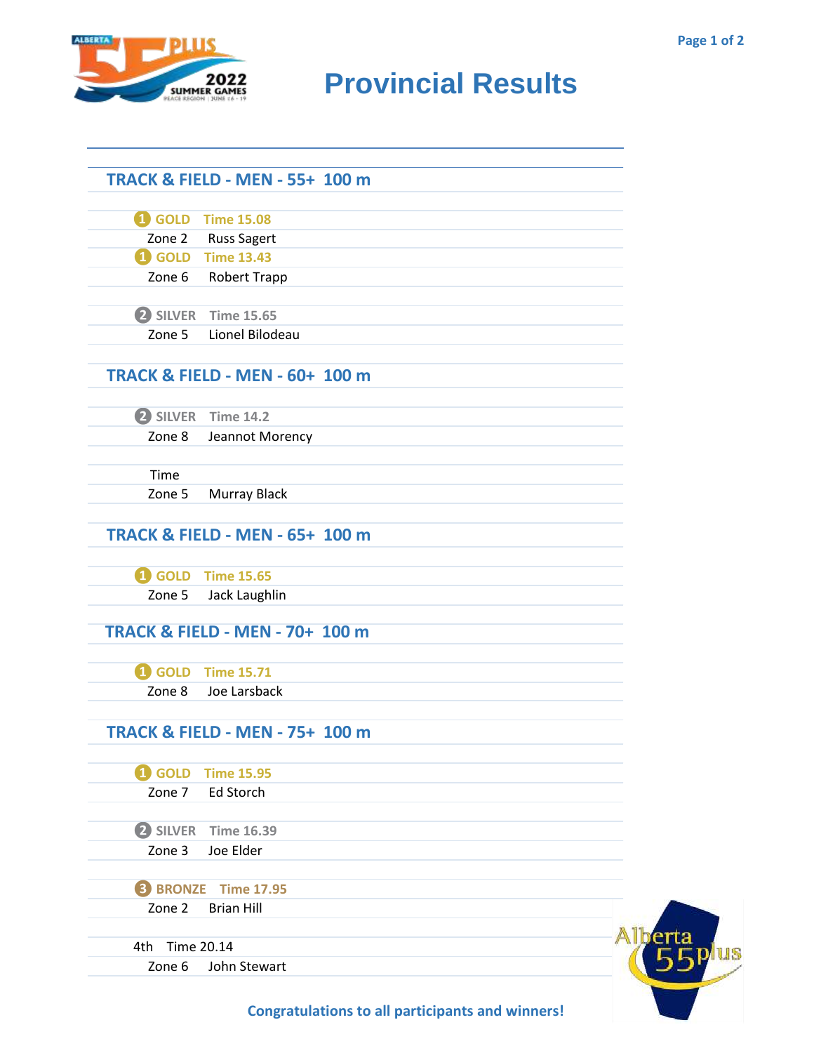# Provincial Results

## TRACK & FIELD - MEN - 55+ 100 m

1 GOLD Time 15.08
Zone 2 Russ Sagert

1 GOLD Time 13.43
Zone 6 Robert Trapp

2 SILVER Time 15.65
Zone 5 Lionel Bilodeau

## TRACK & FIELD - MEN - 60+ 100 m

2 SILVER Time 14.2
Zone 8 Jeannot Morency

Time
Zone 5 Murray Black

## TRACK & FIELD - MEN - 65+ 100 m

1 GOLD Time 15.65
Zone 5 Jack Laughlin

## TRACK & FIELD - MEN - 70+ 100 m

1 GOLD Time 15.71
Zone 8 Joe Larsback

## TRACK & FIELD - MEN - 75+ 100 m

1 GOLD Time 15.95
Zone 7 Ed Storch

2 SILVER Time 16.39
Zone 3 Joe Elder

3 BRONZE Time 17.95
Zone 2 Brian Hill

4th Time 20.14
Zone 6 John Stewart

**Congratulations to all participants and winners!**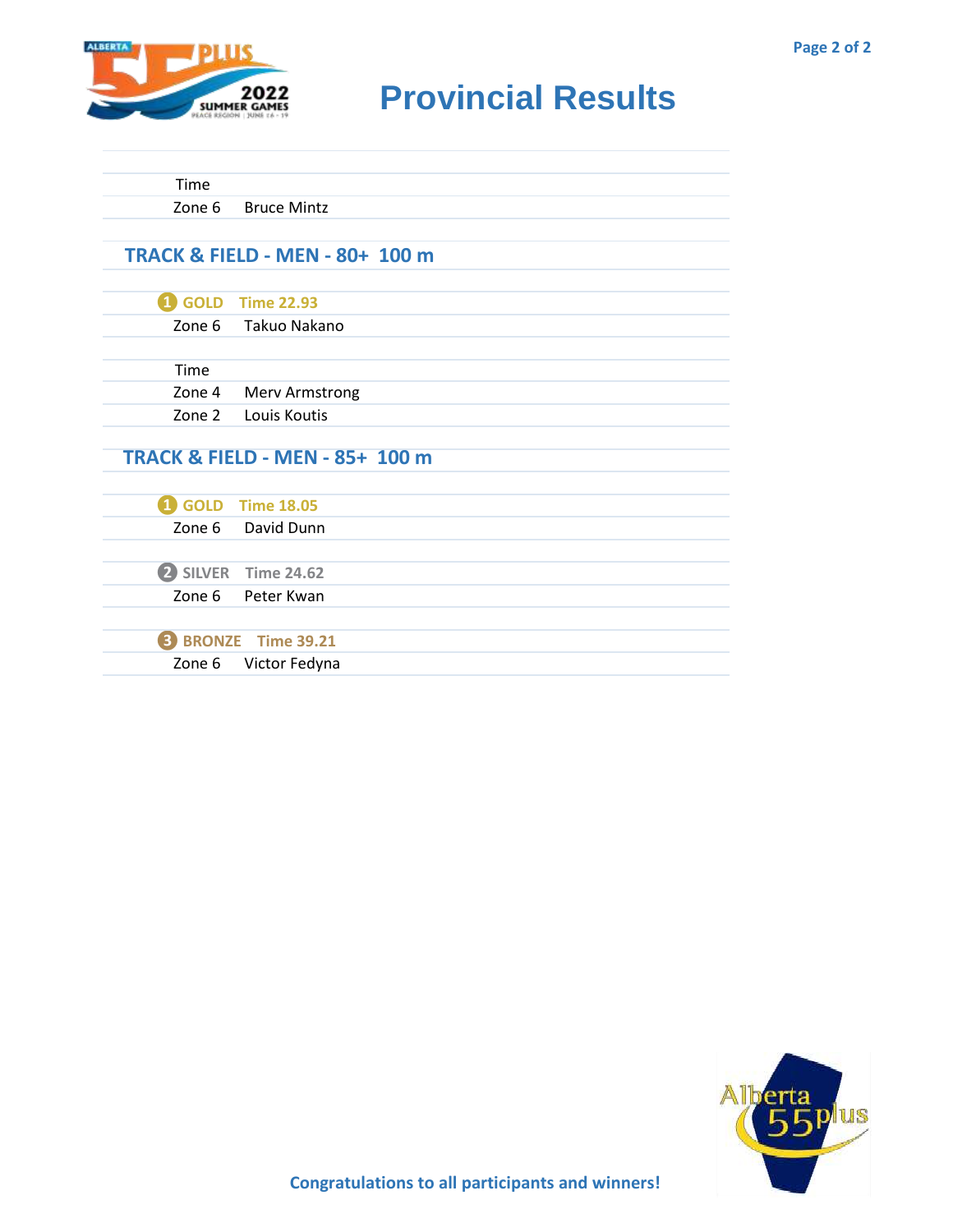# Provincial Results

Time

Zone 6 Bruce Mintz

## TRACK & FIELD - MEN - 80+ 100 m

**1 GOLD Time 22.93**

Zone 6 Takuo Nakano

Time

Zone 4 Merv Armstrong

Zone 2 Louis Koutis

## TRACK & FIELD - MEN - 85+ 100 m

**1 GOLD Time 18.05**

Zone 6 David Dunn

**2 SILVER Time 24.62**

Zone 6 Peter Kwan

**3 BRONZE Time 39.21**

Zone 6 Victor Fedyna

**Congratulations to all participants and winners!**